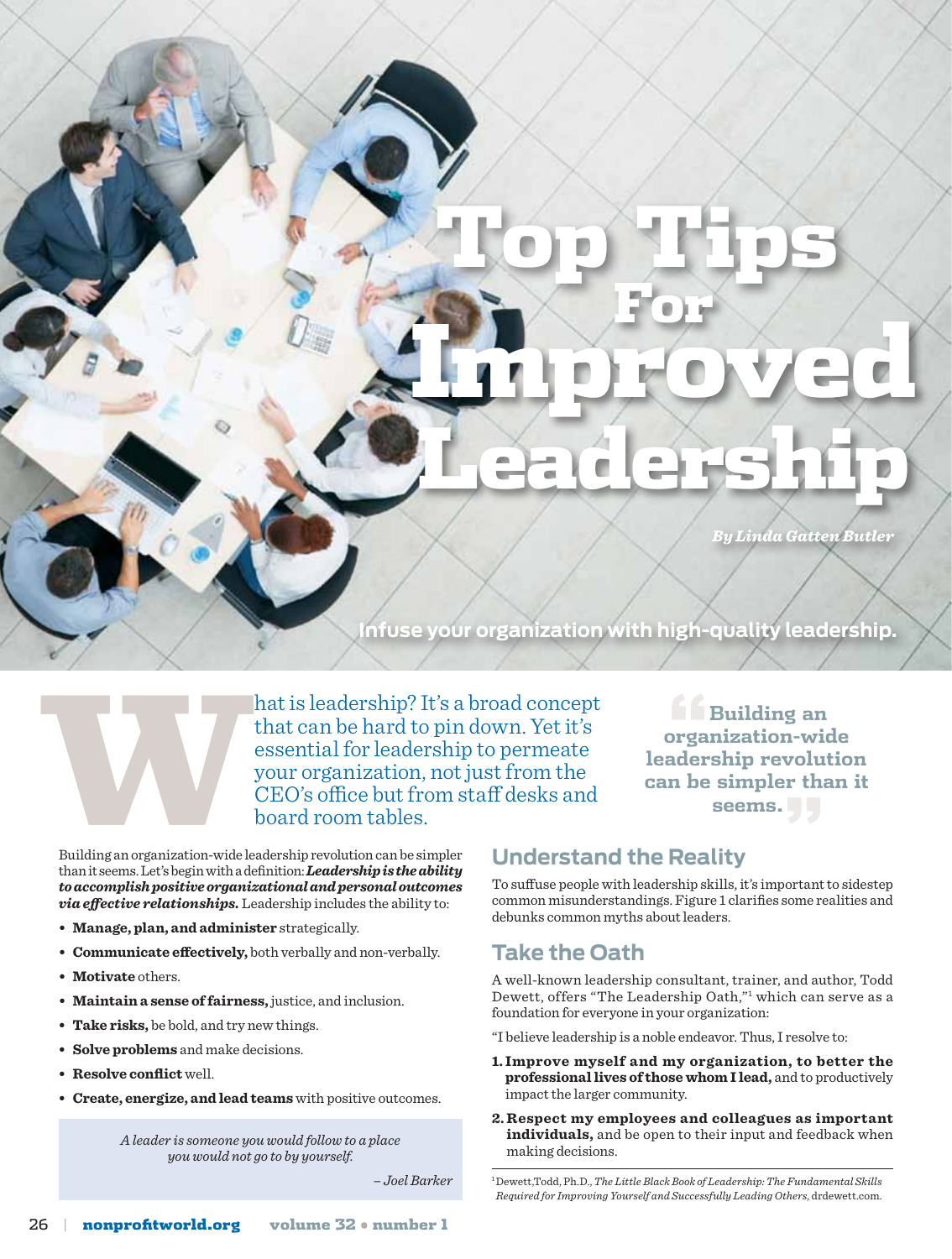# Top Tips For Improved Leadership

*By Linda Gatten Butler*

**Infuse your organization with high-quality leadership.**

What is leadership? It's a broad concept that can be hard to pin down. Yet it's essential for leadership to permeate your organization, not just from the CEO's office but from staff desks and board room tables.

> **"Building an organization-wide leadership revolution can be simpler than it seems."**

Building an organization-wide leadership revolution can be simpler than it seems. Let's begin with a definition: ***Leadership is the ability to accomplish positive organizational and personal outcomes via effective relationships.*** Leadership includes the ability to:

- **Manage, plan, and administer** strategically.
- **Communicate effectively,** both verbally and non-verbally.
- **Motivate** others.
- **Maintain a sense of fairness,** justice, and inclusion.
- **Take risks,** be bold, and try new things.
- **Solve problems** and make decisions.
- **Resolve conflict** well.
- **Create, energize, and lead teams** with positive outcomes.

> *A leader is someone you would follow to a place you would not go to by yourself.*
>
> *– Joel Barker*

## Understand the Reality

To suffuse people with leadership skills, it's important to sidestep common misunderstandings. Figure 1 clarifies some realities and debunks common myths about leaders.

## Take the Oath

A well-known leadership consultant, trainer, and author, Todd Dewett, offers "The Leadership Oath,"[1] which can serve as a foundation for everyone in your organization:

"I believe leadership is a noble endeavor. Thus, I resolve to:

1. **Improve myself and my organization, to better the professional lives of those whom I lead,** and to productively impact the larger community.
2. **Respect my employees and colleagues as important individuals,** and be open to their input and feedback when making decisions.

[1] Dewett, Todd, Ph.D., *The Little Black Book of Leadership: The Fundamental Skills Required for Improving Yourself and Successfully Leading Others*, drdewett.com.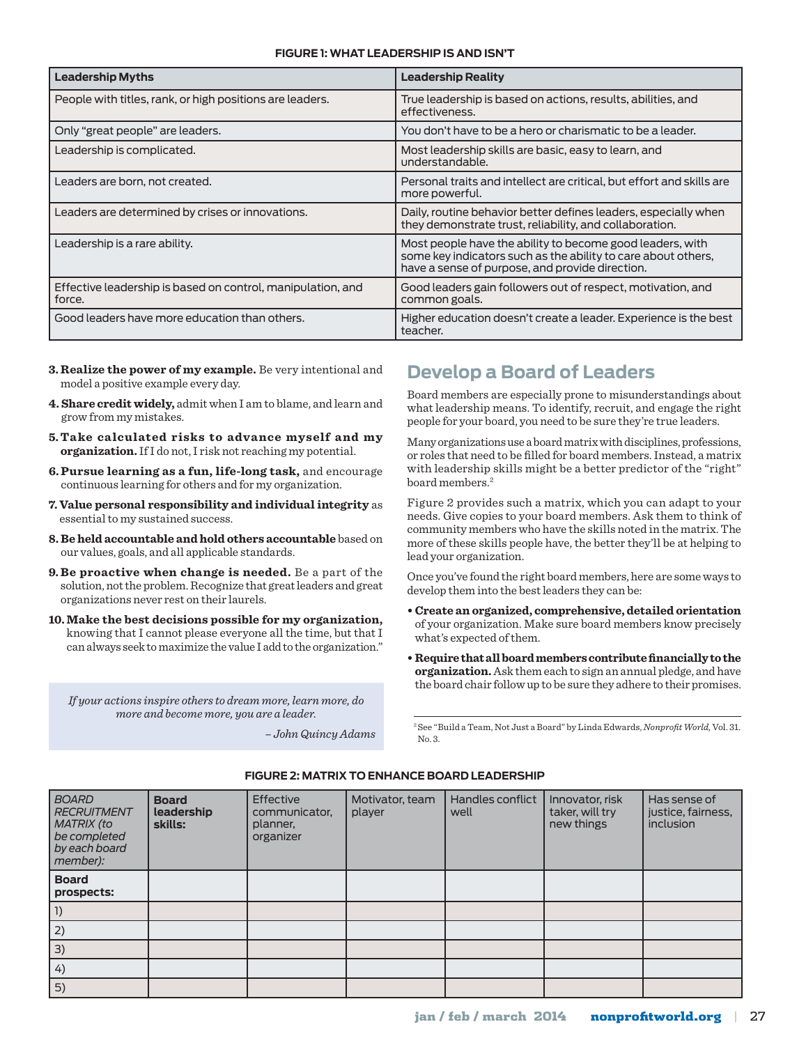**FIGURE 1: WHAT LEADERSHIP IS AND ISN'T**

| Leadership Myths | Leadership Reality |
|---|---|
| People with titles, rank, or high positions are leaders. | True leadership is based on actions, results, abilities, and effectiveness. |
| Only "great people" are leaders. | You don't have to be a hero or charismatic to be a leader. |
| Leadership is complicated. | Most leadership skills are basic, easy to learn, and understandable. |
| Leaders are born, not created. | Personal traits and intellect are critical, but effort and skills are more powerful. |
| Leaders are determined by crises or innovations. | Daily, routine behavior better defines leaders, especially when they demonstrate trust, reliability, and collaboration. |
| Leadership is a rare ability. | Most people have the ability to become good leaders, with some key indicators such as the ability to care about others, have a sense of purpose, and provide direction. |
| Effective leadership is based on control, manipulation, and force. | Good leaders gain followers out of respect, motivation, and common goals. |
| Good leaders have more education than others. | Higher education doesn't create a leader. Experience is the best teacher. |

3. **Realize the power of my example.** Be very intentional and model a positive example every day.
4. **Share credit widely,** admit when I am to blame, and learn and grow from my mistakes.
5. **Take calculated risks to advance myself and my organization.** If I do not, I risk not reaching my potential.
6. **Pursue learning as a fun, life-long task,** and encourage continuous learning for others and for my organization.
7. **Value personal responsibility and individual integrity** as essential to my sustained success.
8. **Be held accountable and hold others accountable** based on our values, goals, and all applicable standards.
9. **Be proactive when change is needed.** Be a part of the solution, not the problem. Recognize that great leaders and great organizations never rest on their laurels.
10. **Make the best decisions possible for my organization,** knowing that I cannot please everyone all the time, but that I can always seek to maximize the value I add to the organization."

> *If your actions inspire others to dream more, learn more, do more and become more, you are a leader.*
>
> *– John Quincy Adams*

## Develop a Board of Leaders

Board members are especially prone to misunderstandings about what leadership means. To identify, recruit, and engage the right people for your board, you need to be sure they're true leaders.

Many organizations use a board matrix with disciplines, professions, or roles that need to be filled for board members. Instead, a matrix with leadership skills might be a better predictor of the "right" board members.[2]

Figure 2 provides such a matrix, which you can adapt to your needs. Give copies to your board members. Ask them to think of community members who have the skills noted in the matrix. The more of these skills people have, the better they'll be at helping to lead your organization.

Once you've found the right board members, here are some ways to develop them into the best leaders they can be:

- **Create an organized, comprehensive, detailed orientation** of your organization. Make sure board members know precisely what's expected of them.
- **Require that all board members contribute financially to the organization.** Ask them each to sign an annual pledge, and have the board chair follow up to be sure they adhere to their promises.

[2] See "Build a Team, Not Just a Board" by Linda Edwards, *Nonprofit World,* Vol. 31, No. 3.

**FIGURE 2: MATRIX TO ENHANCE BOARD LEADERSHIP**

| *BOARD RECRUITMENT MATRIX (to be completed by each board member):* | **Board leadership skills:** | Effective communicator, planner, organizer | Motivator, team player | Handles conflict well | Innovator, risk taker, will try new things | Has sense of justice, fairness, inclusion |
|---|---|---|---|---|---|---|
| **Board prospects:** | | | | | | |
| 1) | | | | | | |
| 2) | | | | | | |
| 3) | | | | | | |
| 4) | | | | | | |
| 5) | | | | | | |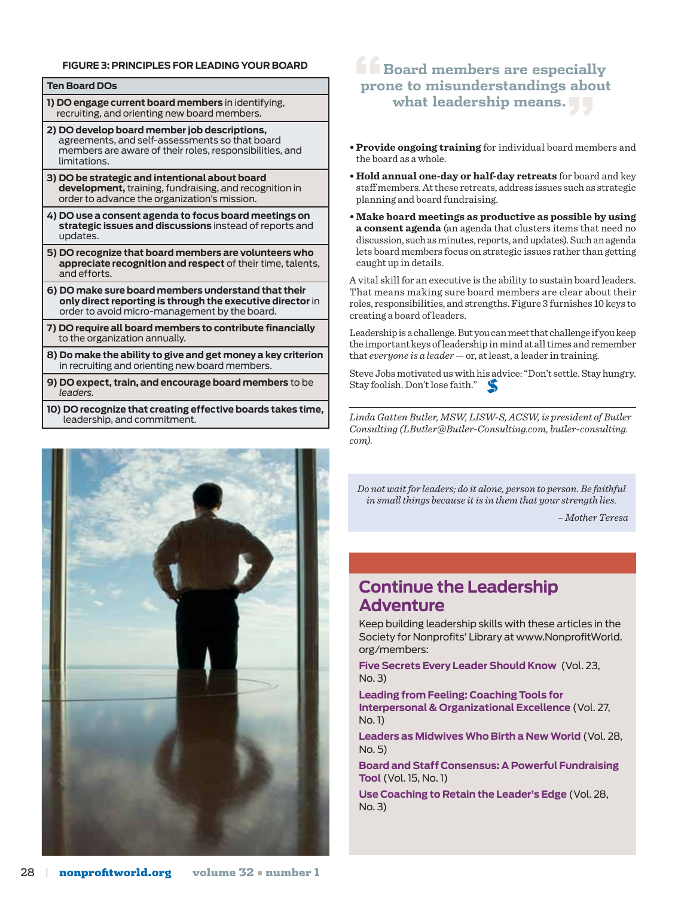**FIGURE 3: PRINCIPLES FOR LEADING YOUR BOARD**

| Ten Board DOs |
|---|
| **1) DO engage current board members** in identifying, recruiting, and orienting new board members. |
| **2) DO develop board member job descriptions,** agreements, and self-assessments so that board members are aware of their roles, responsibilities, and limitations. |
| **3) DO be strategic and intentional about board development,** training, fundraising, and recognition in order to advance the organization's mission. |
| **4) DO use a consent agenda to focus board meetings on strategic issues and discussions** instead of reports and updates. |
| **5) DO recognize that board members are volunteers who appreciate recognition and respect** of their time, talents, and efforts. |
| **6) DO make sure board members understand that their only direct reporting is through the executive director** in order to avoid micro-management by the board. |
| **7) DO require all board members to contribute financially** to the organization annually. |
| **8) Do make the ability to give and get money a key criterion** in recruiting and orienting new board members. |
| **9) DO expect, train, and encourage board members** to be *leaders.* |
| **10) DO recognize that creating effective boards takes time,** leadership, and commitment. |

> **Board members are especially prone to misunderstandings about what leadership means.**

- **Provide ongoing training** for individual board members and the board as a whole.
- **Hold annual one-day or half-day retreats** for board and key staff members. At these retreats, address issues such as strategic planning and board fundraising.
- **Make board meetings as productive as possible by using a consent agenda** (an agenda that clusters items that need no discussion, such as minutes, reports, and updates). Such an agenda lets board members focus on strategic issues rather than getting caught up in details.

A vital skill for an executive is the ability to sustain board leaders. That means making sure board members are clear about their roles, responsibilities, and strengths. Figure 3 furnishes 10 keys to creating a board of leaders.

Leadership is a challenge. But you can meet that challenge if you keep the important keys of leadership in mind at all times and remember that *everyone is a leader* — or, at least, a leader in training.

Steve Jobs motivated us with his advice: "Don't settle. Stay hungry. Stay foolish. Don't lose faith."

*Linda Gatten Butler, MSW, LISW-S, ACSW, is president of Butler Consulting (LButler@Butler-Consulting.com, butler-consulting.com).*

> *Do not wait for leaders; do it alone, person to person. Be faithful in small things because it is in them that your strength lies.*
>
> *– Mother Teresa*

## Continue the Leadership Adventure

Keep building leadership skills with these articles in the Society for Nonprofits' Library at www.NonprofitWorld.org/members:

**Five Secrets Every Leader Should Know** (Vol. 23, No. 3)

**Leading from Feeling: Coaching Tools for Interpersonal & Organizational Excellence** (Vol. 27, No. 1)

**Leaders as Midwives Who Birth a New World** (Vol. 28, No. 5)

**Board and Staff Consensus: A Powerful Fundraising Tool** (Vol. 15, No. 1)

**Use Coaching to Retain the Leader's Edge** (Vol. 28, No. 3)